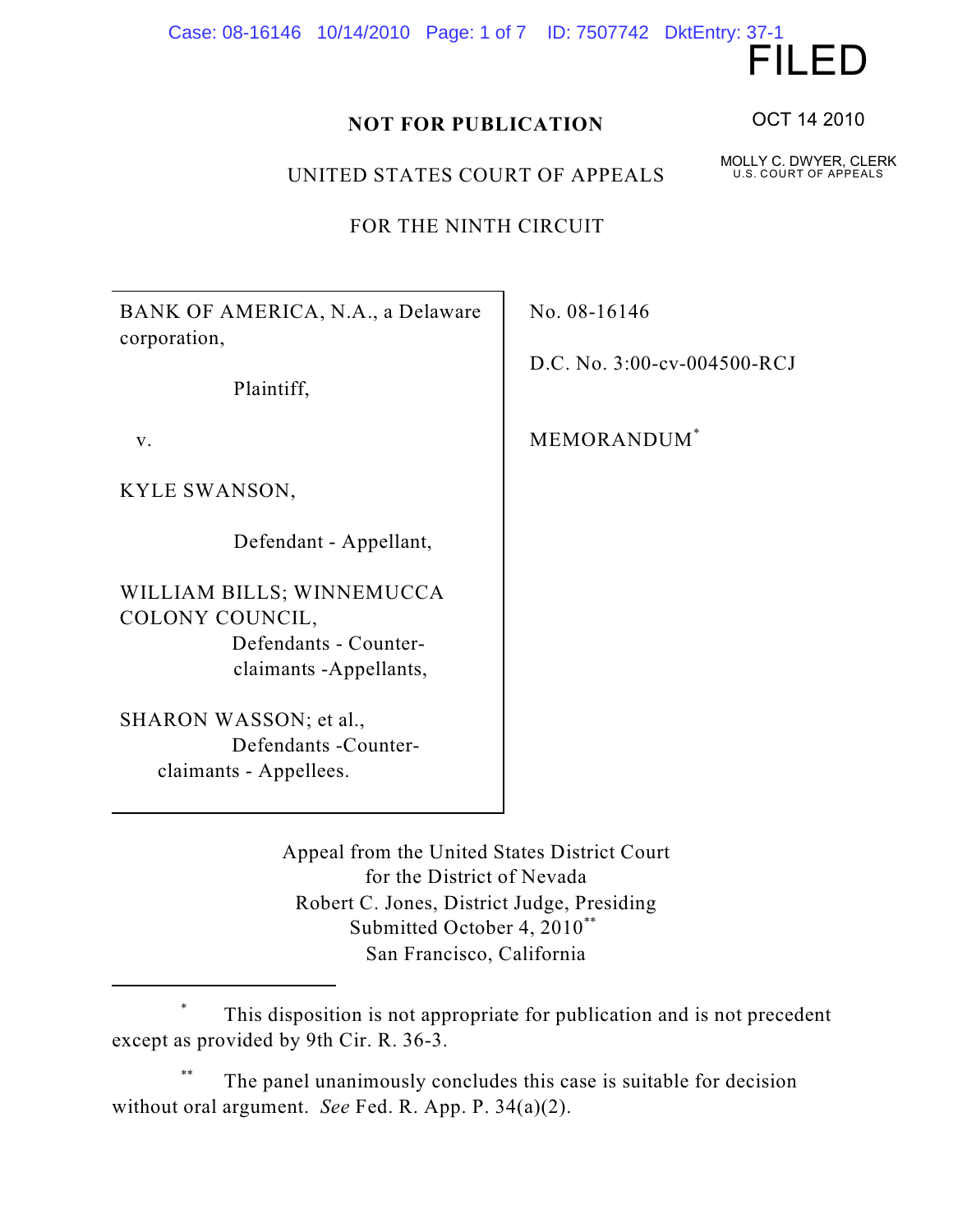FILED

OCT 14 2010

MOLLY C. DWYER, CLERK
U.S. COURT OF APPEALS

**NOT FOR PUBLICATION**

UNITED STATES COURT OF APPEALS

FOR THE NINTH CIRCUIT

| | |
|---|---|
| BANK OF AMERICA, N.A., a Delaware corporation,<br><br>Plaintiff,<br><br>v.<br><br>KYLE SWANSON,<br><br>Defendant - Appellant,<br><br>WILLIAM BILLS; WINNEMUCCA COLONY COUNCIL,<br>Defendants - Counter-claimants -Appellants,<br><br>SHARON WASSON; et al.,<br>Defendants -Counter-claimants - Appellees. | No. 08-16146<br><br>D.C. No. 3:00-cv-004500-RCJ<br><br>MEMORANDUM[*] |

Appeal from the United States District Court
for the District of Nevada
Robert C. Jones, District Judge, Presiding
Submitted October 4, 2010[**]
San Francisco, California

---

[*] This disposition is not appropriate for publication and is not precedent except as provided by 9th Cir. R. 36-3.

[**] The panel unanimously concludes this case is suitable for decision without oral argument. *See* Fed. R. App. P. 34(a)(2).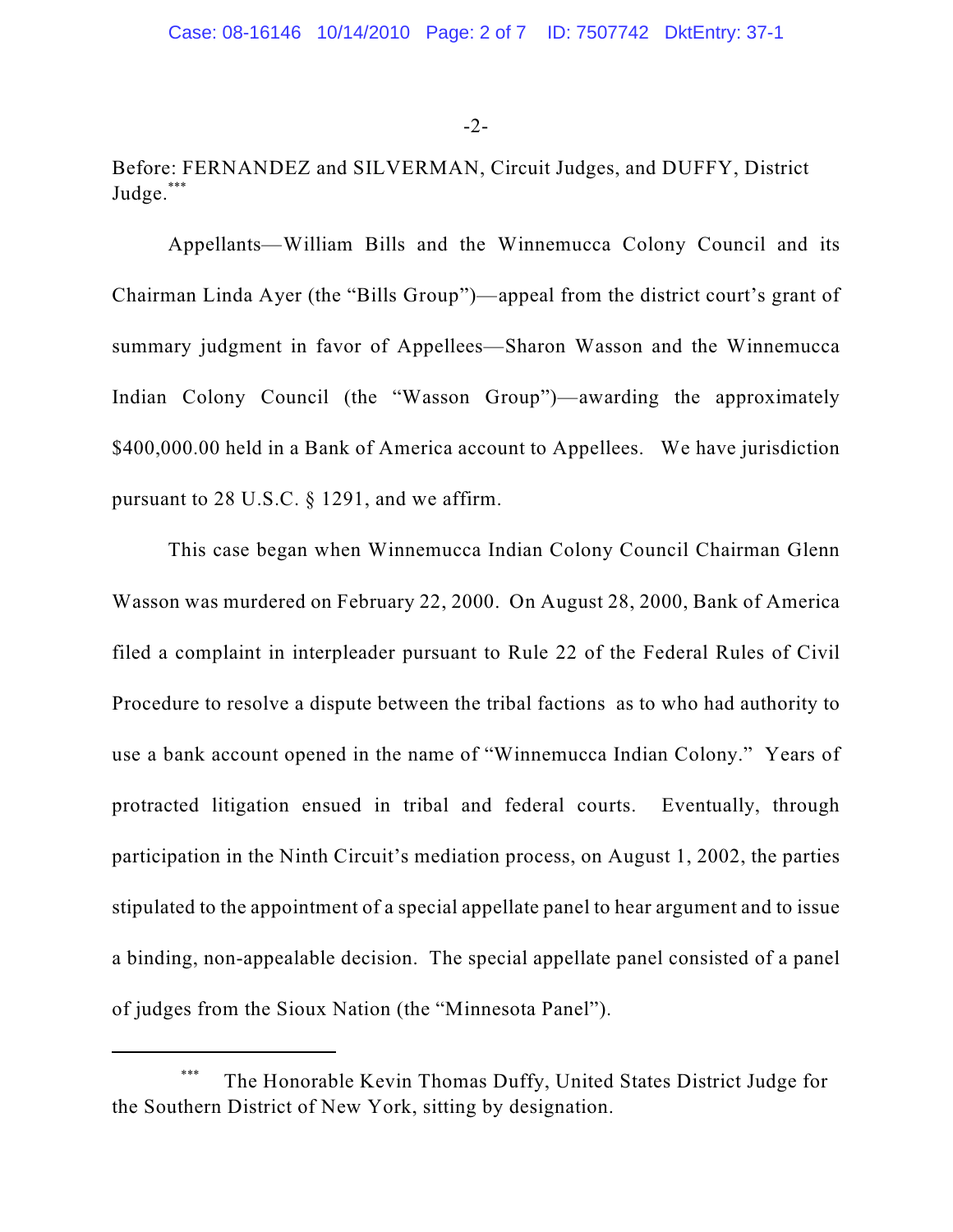Before: FERNANDEZ and SILVERMAN, Circuit Judges, and DUFFY, District Judge.[***]

Appellants—William Bills and the Winnemucca Colony Council and its Chairman Linda Ayer (the "Bills Group")—appeal from the district court's grant of summary judgment in favor of Appellees—Sharon Wasson and the Winnemucca Indian Colony Council (the "Wasson Group")—awarding the approximately $400,000.00 held in a Bank of America account to Appellees. We have jurisdiction pursuant to 28 U.S.C. § 1291, and we affirm.

This case began when Winnemucca Indian Colony Council Chairman Glenn Wasson was murdered on February 22, 2000. On August 28, 2000, Bank of America filed a complaint in interpleader pursuant to Rule 22 of the Federal Rules of Civil Procedure to resolve a dispute between the tribal factions as to who had authority to use a bank account opened in the name of "Winnemucca Indian Colony." Years of protracted litigation ensued in tribal and federal courts. Eventually, through participation in the Ninth Circuit's mediation process, on August 1, 2002, the parties stipulated to the appointment of a special appellate panel to hear argument and to issue a binding, non-appealable decision. The special appellate panel consisted of a panel of judges from the Sioux Nation (the "Minnesota Panel").

---

[***] The Honorable Kevin Thomas Duffy, United States District Judge for the Southern District of New York, sitting by designation.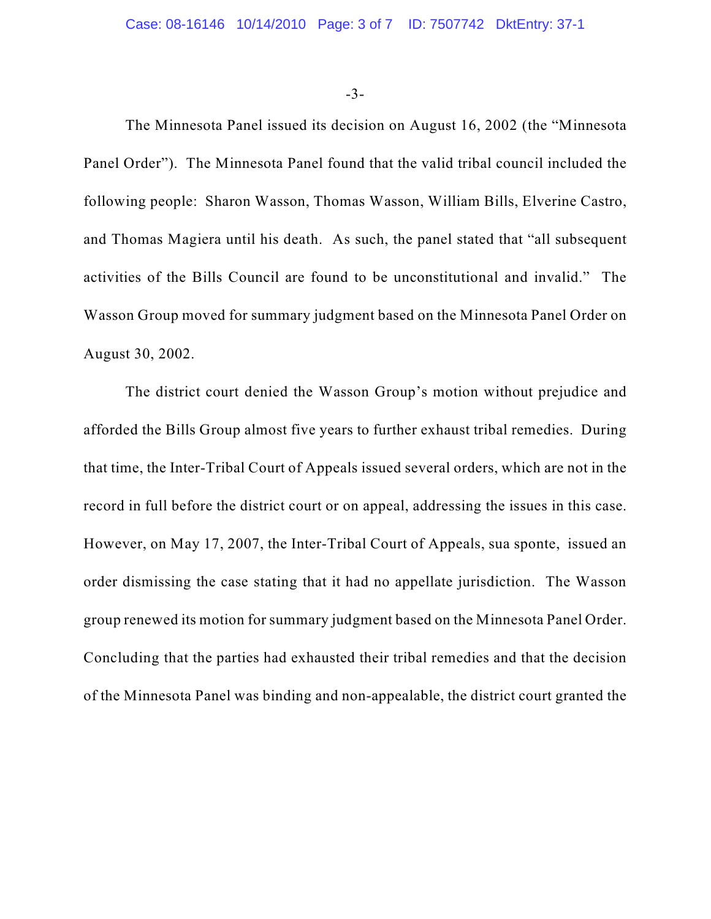The Minnesota Panel issued its decision on August 16, 2002 (the "Minnesota Panel Order"). The Minnesota Panel found that the valid tribal council included the following people: Sharon Wasson, Thomas Wasson, William Bills, Elverine Castro, and Thomas Magiera until his death. As such, the panel stated that "all subsequent activities of the Bills Council are found to be unconstitutional and invalid." The Wasson Group moved for summary judgment based on the Minnesota Panel Order on August 30, 2002.

The district court denied the Wasson Group's motion without prejudice and afforded the Bills Group almost five years to further exhaust tribal remedies. During that time, the Inter-Tribal Court of Appeals issued several orders, which are not in the record in full before the district court or on appeal, addressing the issues in this case. However, on May 17, 2007, the Inter-Tribal Court of Appeals, sua sponte, issued an order dismissing the case stating that it had no appellate jurisdiction. The Wasson group renewed its motion for summary judgment based on the Minnesota Panel Order. Concluding that the parties had exhausted their tribal remedies and that the decision of the Minnesota Panel was binding and non-appealable, the district court granted the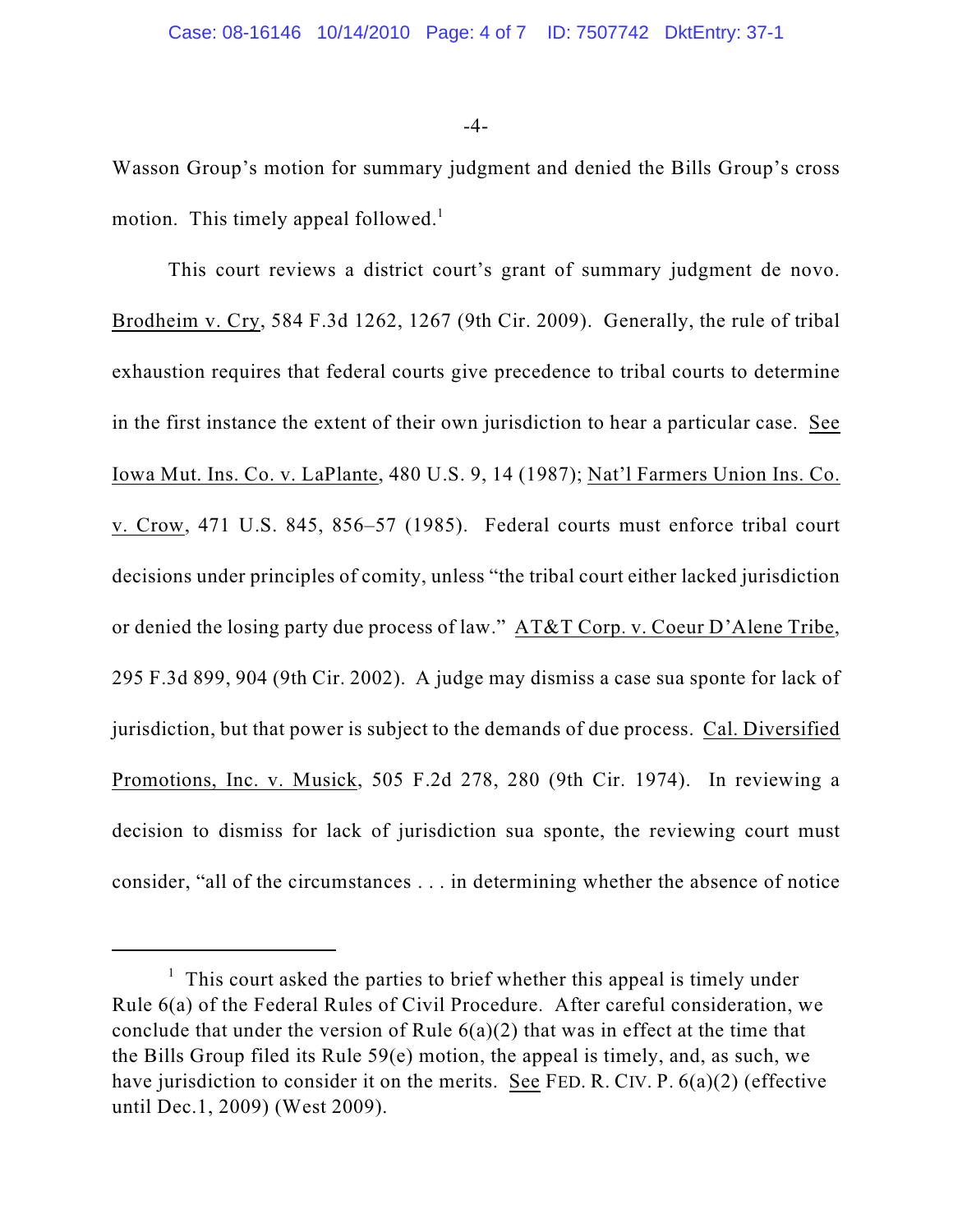Wasson Group's motion for summary judgment and denied the Bills Group's cross motion. This timely appeal followed.[1]

This court reviews a district court's grant of summary judgment de novo. Brodheim v. Cry, 584 F.3d 1262, 1267 (9th Cir. 2009). Generally, the rule of tribal exhaustion requires that federal courts give precedence to tribal courts to determine in the first instance the extent of their own jurisdiction to hear a particular case. See Iowa Mut. Ins. Co. v. LaPlante, 480 U.S. 9, 14 (1987); Nat'l Farmers Union Ins. Co. v. Crow, 471 U.S. 845, 856–57 (1985). Federal courts must enforce tribal court decisions under principles of comity, unless "the tribal court either lacked jurisdiction or denied the losing party due process of law." AT&T Corp. v. Coeur D'Alene Tribe, 295 F.3d 899, 904 (9th Cir. 2002). A judge may dismiss a case sua sponte for lack of jurisdiction, but that power is subject to the demands of due process. Cal. Diversified Promotions, Inc. v. Musick, 505 F.2d 278, 280 (9th Cir. 1974). In reviewing a decision to dismiss for lack of jurisdiction sua sponte, the reviewing court must consider, "all of the circumstances . . . in determining whether the absence of notice

---

[1] This court asked the parties to brief whether this appeal is timely under Rule 6(a) of the Federal Rules of Civil Procedure. After careful consideration, we conclude that under the version of Rule 6(a)(2) that was in effect at the time that the Bills Group filed its Rule 59(e) motion, the appeal is timely, and, as such, we have jurisdiction to consider it on the merits. See FED. R. CIV. P. 6(a)(2) (effective until Dec.1, 2009) (West 2009).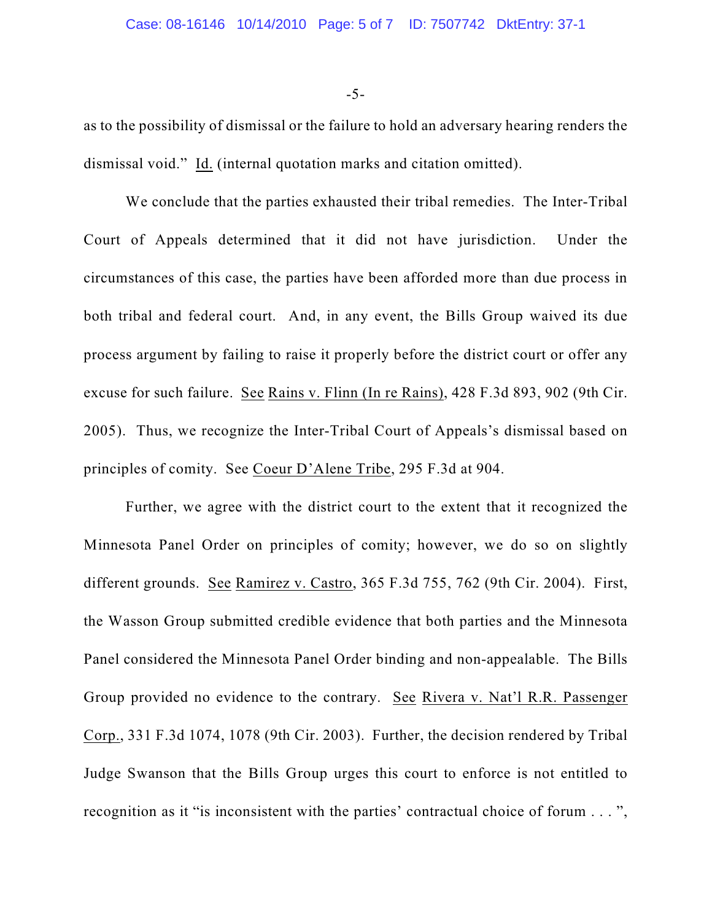as to the possibility of dismissal or the failure to hold an adversary hearing renders the dismissal void." Id. (internal quotation marks and citation omitted).

We conclude that the parties exhausted their tribal remedies. The Inter-Tribal Court of Appeals determined that it did not have jurisdiction. Under the circumstances of this case, the parties have been afforded more than due process in both tribal and federal court. And, in any event, the Bills Group waived its due process argument by failing to raise it properly before the district court or offer any excuse for such failure. See Rains v. Flinn (In re Rains), 428 F.3d 893, 902 (9th Cir. 2005). Thus, we recognize the Inter-Tribal Court of Appeals's dismissal based on principles of comity. See Coeur D'Alene Tribe, 295 F.3d at 904.

Further, we agree with the district court to the extent that it recognized the Minnesota Panel Order on principles of comity; however, we do so on slightly different grounds. See Ramirez v. Castro, 365 F.3d 755, 762 (9th Cir. 2004). First, the Wasson Group submitted credible evidence that both parties and the Minnesota Panel considered the Minnesota Panel Order binding and non-appealable. The Bills Group provided no evidence to the contrary. See Rivera v. Nat'l R.R. Passenger Corp., 331 F.3d 1074, 1078 (9th Cir. 2003). Further, the decision rendered by Tribal Judge Swanson that the Bills Group urges this court to enforce is not entitled to recognition as it "is inconsistent with the parties' contractual choice of forum . . . ",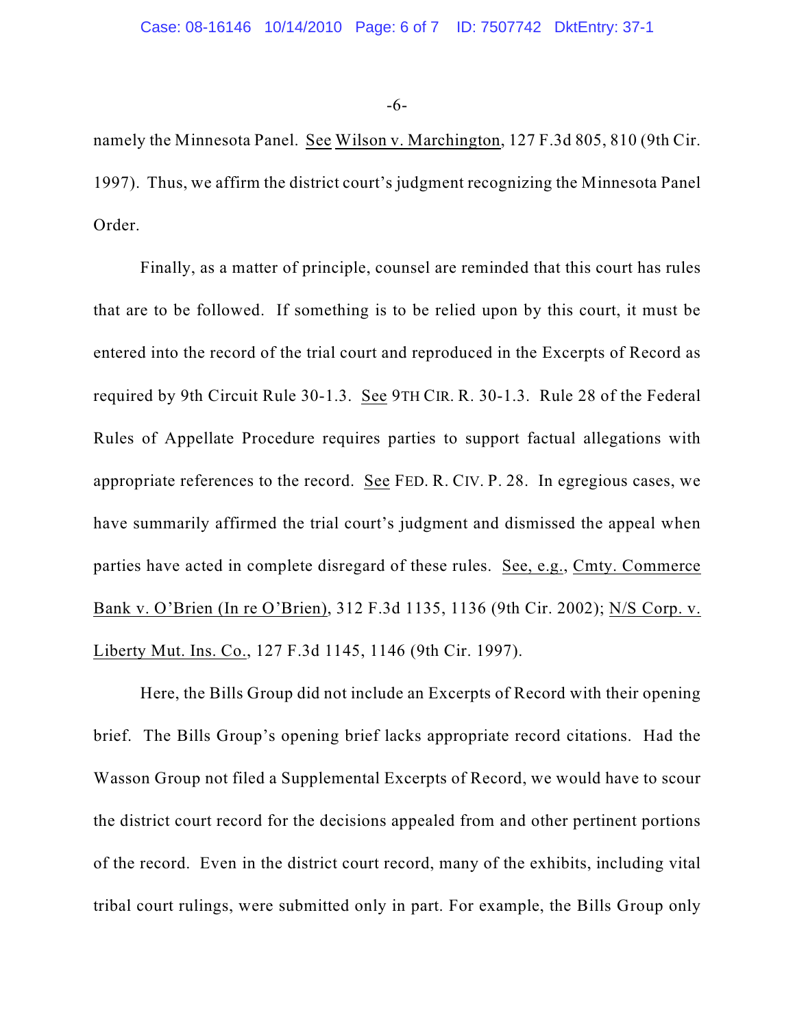namely the Minnesota Panel. See Wilson v. Marchington, 127 F.3d 805, 810 (9th Cir. 1997). Thus, we affirm the district court's judgment recognizing the Minnesota Panel Order.

Finally, as a matter of principle, counsel are reminded that this court has rules that are to be followed. If something is to be relied upon by this court, it must be entered into the record of the trial court and reproduced in the Excerpts of Record as required by 9th Circuit Rule 30-1.3. See 9TH CIR. R. 30-1.3. Rule 28 of the Federal Rules of Appellate Procedure requires parties to support factual allegations with appropriate references to the record. See FED. R. CIV. P. 28. In egregious cases, we have summarily affirmed the trial court's judgment and dismissed the appeal when parties have acted in complete disregard of these rules. See, e.g., Cmty. Commerce Bank v. O'Brien (In re O'Brien), 312 F.3d 1135, 1136 (9th Cir. 2002); N/S Corp. v. Liberty Mut. Ins. Co., 127 F.3d 1145, 1146 (9th Cir. 1997).

Here, the Bills Group did not include an Excerpts of Record with their opening brief. The Bills Group's opening brief lacks appropriate record citations. Had the Wasson Group not filed a Supplemental Excerpts of Record, we would have to scour the district court record for the decisions appealed from and other pertinent portions of the record. Even in the district court record, many of the exhibits, including vital tribal court rulings, were submitted only in part. For example, the Bills Group only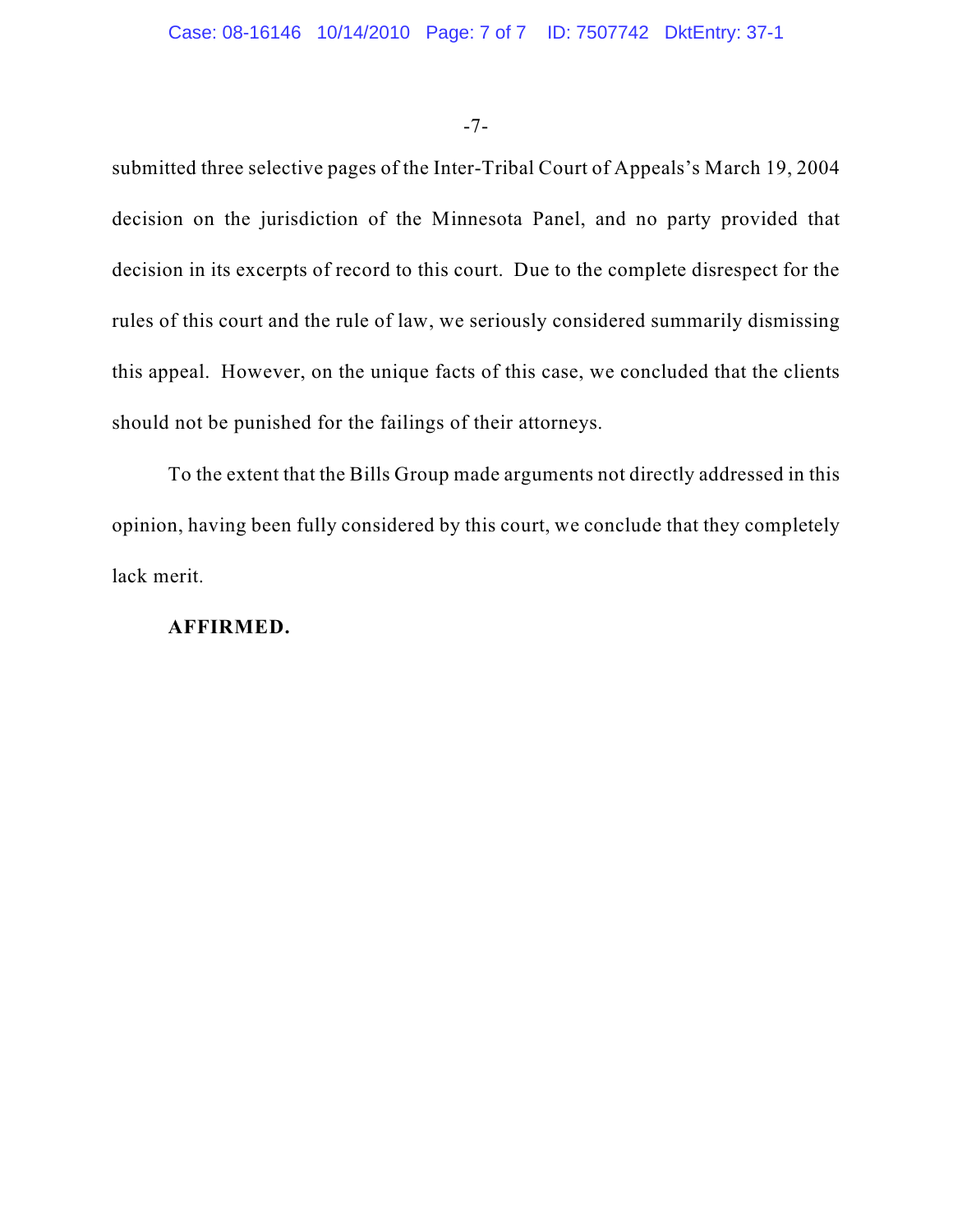submitted three selective pages of the Inter-Tribal Court of Appeals's March 19, 2004 decision on the jurisdiction of the Minnesota Panel, and no party provided that decision in its excerpts of record to this court. Due to the complete disrespect for the rules of this court and the rule of law, we seriously considered summarily dismissing this appeal. However, on the unique facts of this case, we concluded that the clients should not be punished for the failings of their attorneys.

To the extent that the Bills Group made arguments not directly addressed in this opinion, having been fully considered by this court, we conclude that they completely lack merit.

**AFFIRMED.**